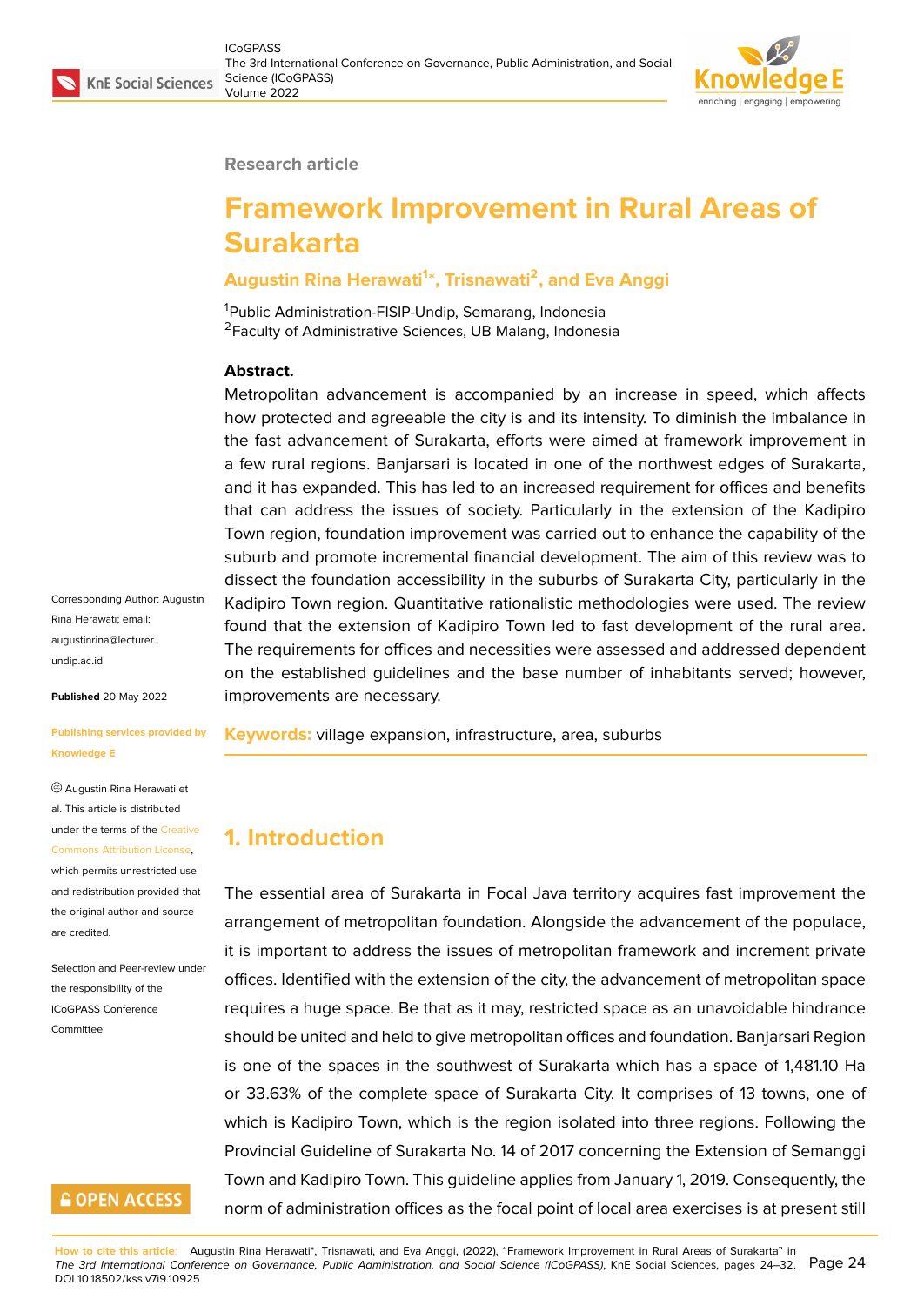Research article

# Framework Improvement in Rural Areas of Surakarta

**Augustin Rina Herawati[1]*, Trisnawati[2], and Eva Anggi**

[1]Public Administration-FISIP-Undip, Semarang, Indonesia
[2]Faculty of Administrative Sciences, UB Malang, Indonesia

**Abstract.** Metropolitan advancement is accompanied by an increase in speed, which affects how protected and agreeable the city is and its intensity. To diminish the imbalance in the fast advancement of Surakarta, efforts were aimed at framework improvement in a few rural regions. Banjarsari is located in one of the northwest edges of Surakarta, and it has expanded. This has led to an increased requirement for offices and benefits that can address the issues of society. Particularly in the extension of the Kadipiro Town region, foundation improvement was carried out to enhance the capability of the suburb and promote incremental financial development. The aim of this review was to dissect the foundation accessibility in the suburbs of Surakarta City, particularly in the Kadipiro Town region. Quantitative rationalistic methodologies were used. The review found that the extension of Kadipiro Town led to fast development of the rural area. The requirements for offices and necessities were assessed and addressed dependent on the established guidelines and the base number of inhabitants served; however, improvements are necessary.

**Keywords:** village expansion, infrastructure, area, suburbs

Corresponding Author: Augustin Rina Herawati; email: augustinrina@lecturer.undip.ac.id

**Published** 20 May 2022

**Publishing services provided by Knowledge E**

© Augustin Rina Herawati et al. This article is distributed under the terms of the Creative Commons Attribution License, which permits unrestricted use and redistribution provided that the original author and source are credited.

Selection and Peer-review under the responsibility of the ICoGPASS Conference Committee.

## 1. Introduction

The essential area of Surakarta in Focal Java territory acquires fast improvement the arrangement of metropolitan foundation. Alongside the advancement of the populace, it is important to address the issues of metropolitan framework and increment private offices. Identified with the extension of the city, the advancement of metropolitan space requires a huge space. Be that as it may, restricted space as an unavoidable hindrance should be united and held to give metropolitan offices and foundation. Banjarsari Region is one of the spaces in the southwest of Surakarta which has a space of 1,481.10 Ha or 33.63% of the complete space of Surakarta City. It comprises of 13 towns, one of which is Kadipiro Town, which is the region isolated into three regions. Following the Provincial Guideline of Surakarta No. 14 of 2017 concerning the Extension of Semanggi Town and Kadipiro Town. This guideline applies from January 1, 2019. Consequently, the norm of administration offices as the focal point of local area exercises is at present still

**How to cite this article:** Augustin Rina Herawati*, Trisnawati, and Eva Anggi, (2022), "Framework Improvement in Rural Areas of Surakarta" in *The 3rd International Conference on Governance, Public Administration, and Social Science (ICoGPASS)*, KnE Social Sciences, pages 24–32. DOI 10.18502/kss.v7i9.10925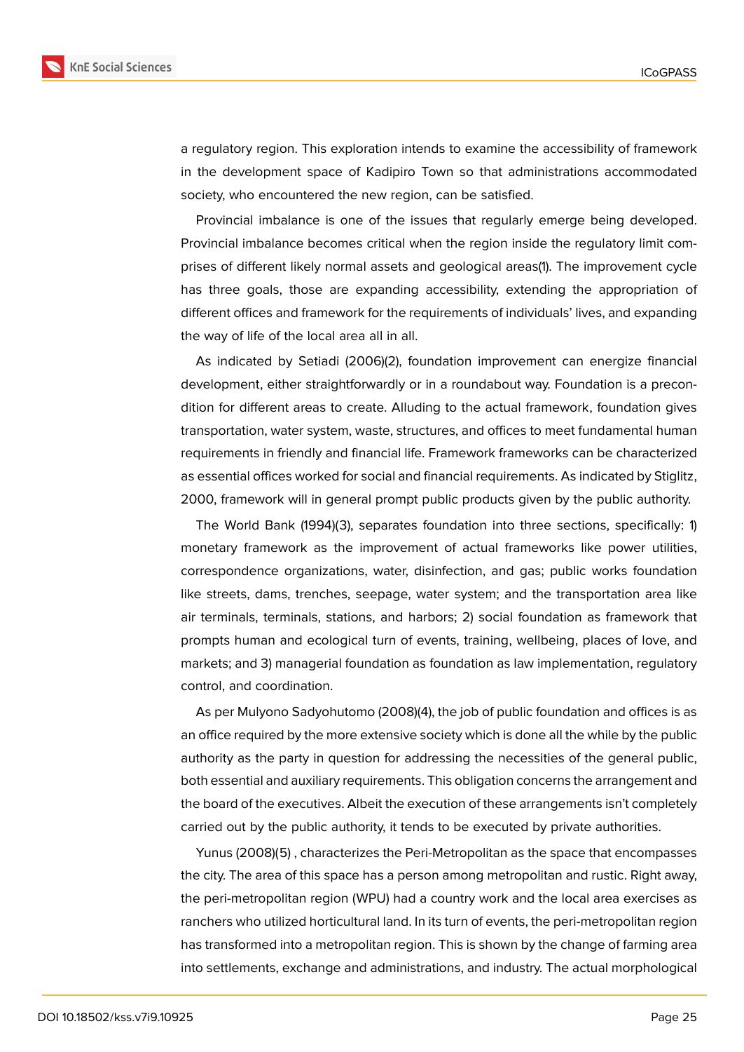a regulatory region. This exploration intends to examine the accessibility of framework in the development space of Kadipiro Town so that administrations accommodated society, who encountered the new region, can be satisfied.

Provincial imbalance is one of the issues that regularly emerge being developed. Provincial imbalance becomes critical when the region inside the regulatory limit comprises of different likely normal assets and geological areas(1). The improvement cycle has three goals, those are expanding accessibility, extending the appropriation of different offices and framework for the requirements of individuals' lives, and expanding the way of life of the local area all in all.

As indicated by Setiadi (2006)(2), foundation improvement can energize financial development, either straightforwardly or in a roundabout way. Foundation is a precondition for different areas to create. Alluding to the actual framework, foundation gives transportation, water system, waste, structures, and offices to meet fundamental human requirements in friendly and financial life. Framework frameworks can be characterized as essential offices worked for social and financial requirements. As indicated by Stiglitz, 2000, framework will in general prompt public products given by the public authority.

The World Bank (1994)(3), separates foundation into three sections, specifically: 1) monetary framework as the improvement of actual frameworks like power utilities, correspondence organizations, water, disinfection, and gas; public works foundation like streets, dams, trenches, seepage, water system; and the transportation area like air terminals, terminals, stations, and harbors; 2) social foundation as framework that prompts human and ecological turn of events, training, wellbeing, places of love, and markets; and 3) managerial foundation as foundation as law implementation, regulatory control, and coordination.

As per Mulyono Sadyohutomo (2008)(4), the job of public foundation and offices is as an office required by the more extensive society which is done all the while by the public authority as the party in question for addressing the necessities of the general public, both essential and auxiliary requirements. This obligation concerns the arrangement and the board of the executives. Albeit the execution of these arrangements isn't completely carried out by the public authority, it tends to be executed by private authorities.

Yunus (2008)(5) , characterizes the Peri-Metropolitan as the space that encompasses the city. The area of this space has a person among metropolitan and rustic. Right away, the peri-metropolitan region (WPU) had a country work and the local area exercises as ranchers who utilized horticultural land. In its turn of events, the peri-metropolitan region has transformed into a metropolitan region. This is shown by the change of farming area into settlements, exchange and administrations, and industry. The actual morphological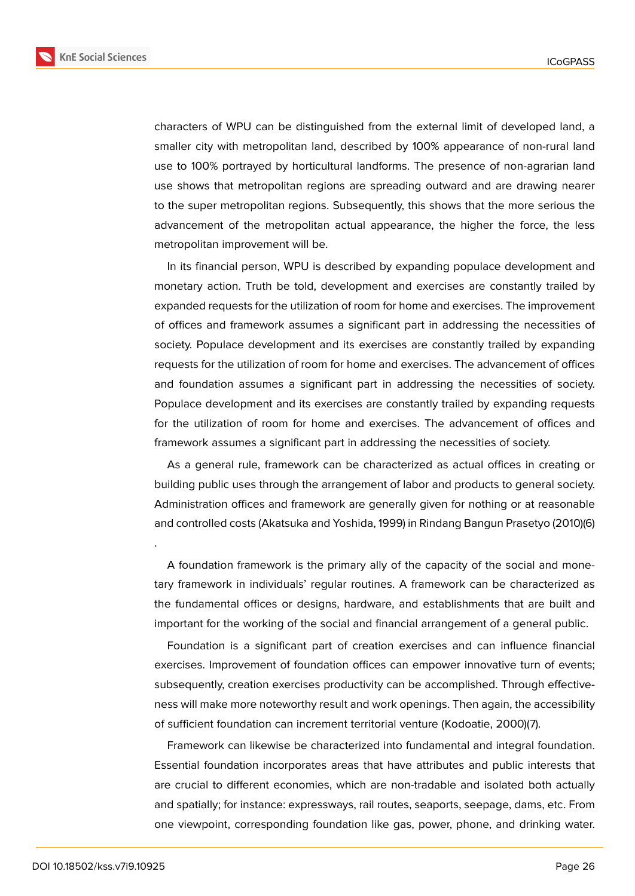characters of WPU can be distinguished from the external limit of developed land, a smaller city with metropolitan land, described by 100% appearance of non-rural land use to 100% portrayed by horticultural landforms. The presence of non-agrarian land use shows that metropolitan regions are spreading outward and are drawing nearer to the super metropolitan regions. Subsequently, this shows that the more serious the advancement of the metropolitan actual appearance, the higher the force, the less metropolitan improvement will be.

In its financial person, WPU is described by expanding populace development and monetary action. Truth be told, development and exercises are constantly trailed by expanded requests for the utilization of room for home and exercises. The improvement of offices and framework assumes a significant part in addressing the necessities of society. Populace development and its exercises are constantly trailed by expanding requests for the utilization of room for home and exercises. The advancement of offices and foundation assumes a significant part in addressing the necessities of society. Populace development and its exercises are constantly trailed by expanding requests for the utilization of room for home and exercises. The advancement of offices and framework assumes a significant part in addressing the necessities of society.

As a general rule, framework can be characterized as actual offices in creating or building public uses through the arrangement of labor and products to general society. Administration offices and framework are generally given for nothing or at reasonable and controlled costs (Akatsuka and Yoshida, 1999) in Rindang Bangun Prasetyo (2010)(6)

.

A foundation framework is the primary ally of the capacity of the social and monetary framework in individuals' regular routines. A framework can be characterized as the fundamental offices or designs, hardware, and establishments that are built and important for the working of the social and financial arrangement of a general public.

Foundation is a significant part of creation exercises and can influence financial exercises. Improvement of foundation offices can empower innovative turn of events; subsequently, creation exercises productivity can be accomplished. Through effectiveness will make more noteworthy result and work openings. Then again, the accessibility of sufficient foundation can increment territorial venture (Kodoatie, 2000)(7).

Framework can likewise be characterized into fundamental and integral foundation. Essential foundation incorporates areas that have attributes and public interests that are crucial to different economies, which are non-tradable and isolated both actually and spatially; for instance: expressways, rail routes, seaports, seepage, dams, etc. From one viewpoint, corresponding foundation like gas, power, phone, and drinking water.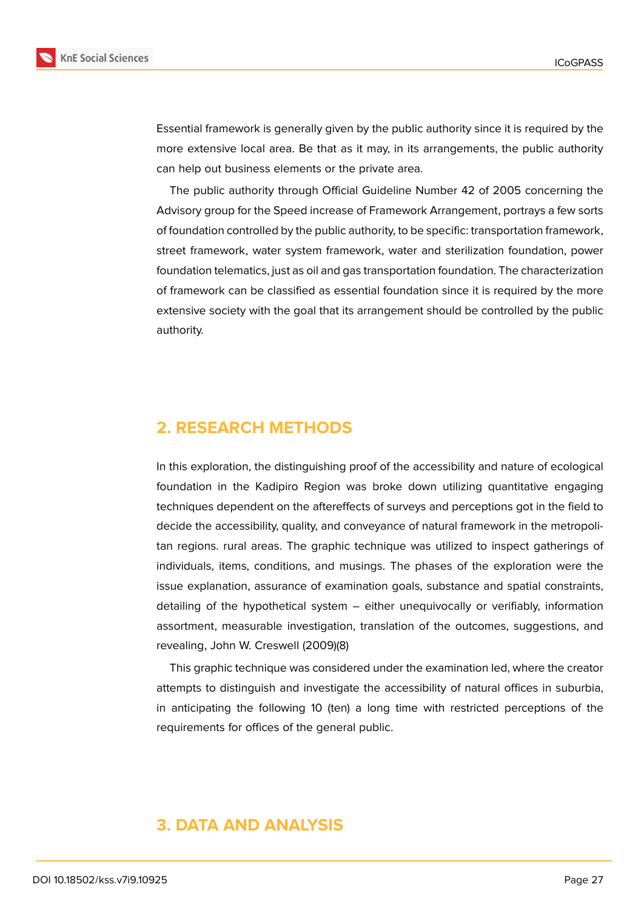Essential framework is generally given by the public authority since it is required by the more extensive local area. Be that as it may, in its arrangements, the public authority can help out business elements or the private area.

The public authority through Official Guideline Number 42 of 2005 concerning the Advisory group for the Speed increase of Framework Arrangement, portrays a few sorts of foundation controlled by the public authority, to be specific: transportation framework, street framework, water system framework, water and sterilization foundation, power foundation telematics, just as oil and gas transportation foundation. The characterization of framework can be classified as essential foundation since it is required by the more extensive society with the goal that its arrangement should be controlled by the public authority.

## 2. RESEARCH METHODS

In this exploration, the distinguishing proof of the accessibility and nature of ecological foundation in the Kadipiro Region was broke down utilizing quantitative engaging techniques dependent on the aftereffects of surveys and perceptions got in the field to decide the accessibility, quality, and conveyance of natural framework in the metropolitan regions. rural areas. The graphic technique was utilized to inspect gatherings of individuals, items, conditions, and musings. The phases of the exploration were the issue explanation, assurance of examination goals, substance and spatial constraints, detailing of the hypothetical system – either unequivocally or verifiably, information assortment, measurable investigation, translation of the outcomes, suggestions, and revealing, John W. Creswell (2009)(8)

This graphic technique was considered under the examination led, where the creator attempts to distinguish and investigate the accessibility of natural offices in suburbia, in anticipating the following 10 (ten) a long time with restricted perceptions of the requirements for offices of the general public.

## 3. DATA AND ANALYSIS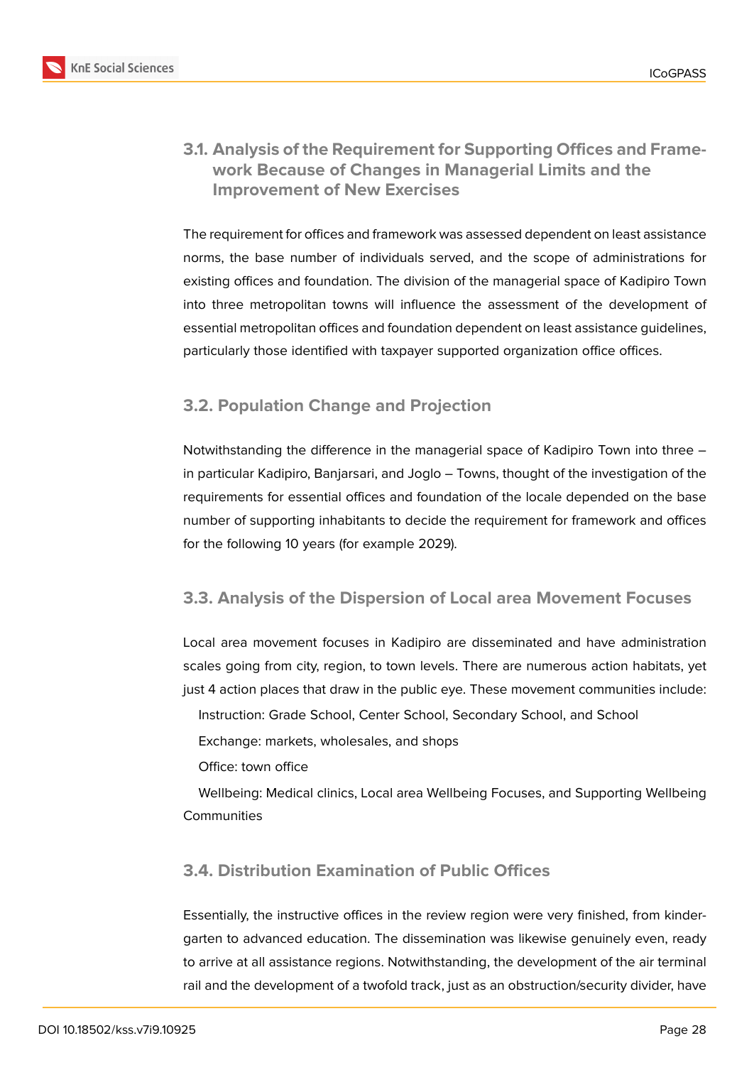### 3.1. Analysis of the Requirement for Supporting Offices and Framework Because of Changes in Managerial Limits and the Improvement of New Exercises

The requirement for offices and framework was assessed dependent on least assistance norms, the base number of individuals served, and the scope of administrations for existing offices and foundation. The division of the managerial space of Kadipiro Town into three metropolitan towns will influence the assessment of the development of essential metropolitan offices and foundation dependent on least assistance guidelines, particularly those identified with taxpayer supported organization office offices.

### 3.2. Population Change and Projection

Notwithstanding the difference in the managerial space of Kadipiro Town into three – in particular Kadipiro, Banjarsari, and Joglo – Towns, thought of the investigation of the requirements for essential offices and foundation of the locale depended on the base number of supporting inhabitants to decide the requirement for framework and offices for the following 10 years (for example 2029).

### 3.3. Analysis of the Dispersion of Local area Movement Focuses

Local area movement focuses in Kadipiro are disseminated and have administration scales going from city, region, to town levels. There are numerous action habitats, yet just 4 action places that draw in the public eye. These movement communities include:

Instruction: Grade School, Center School, Secondary School, and School

Exchange: markets, wholesales, and shops

Office: town office

Wellbeing: Medical clinics, Local area Wellbeing Focuses, and Supporting Wellbeing Communities

### 3.4. Distribution Examination of Public Offices

Essentially, the instructive offices in the review region were very finished, from kindergarten to advanced education. The dissemination was likewise genuinely even, ready to arrive at all assistance regions. Notwithstanding, the development of the air terminal rail and the development of a twofold track, just as an obstruction/security divider, have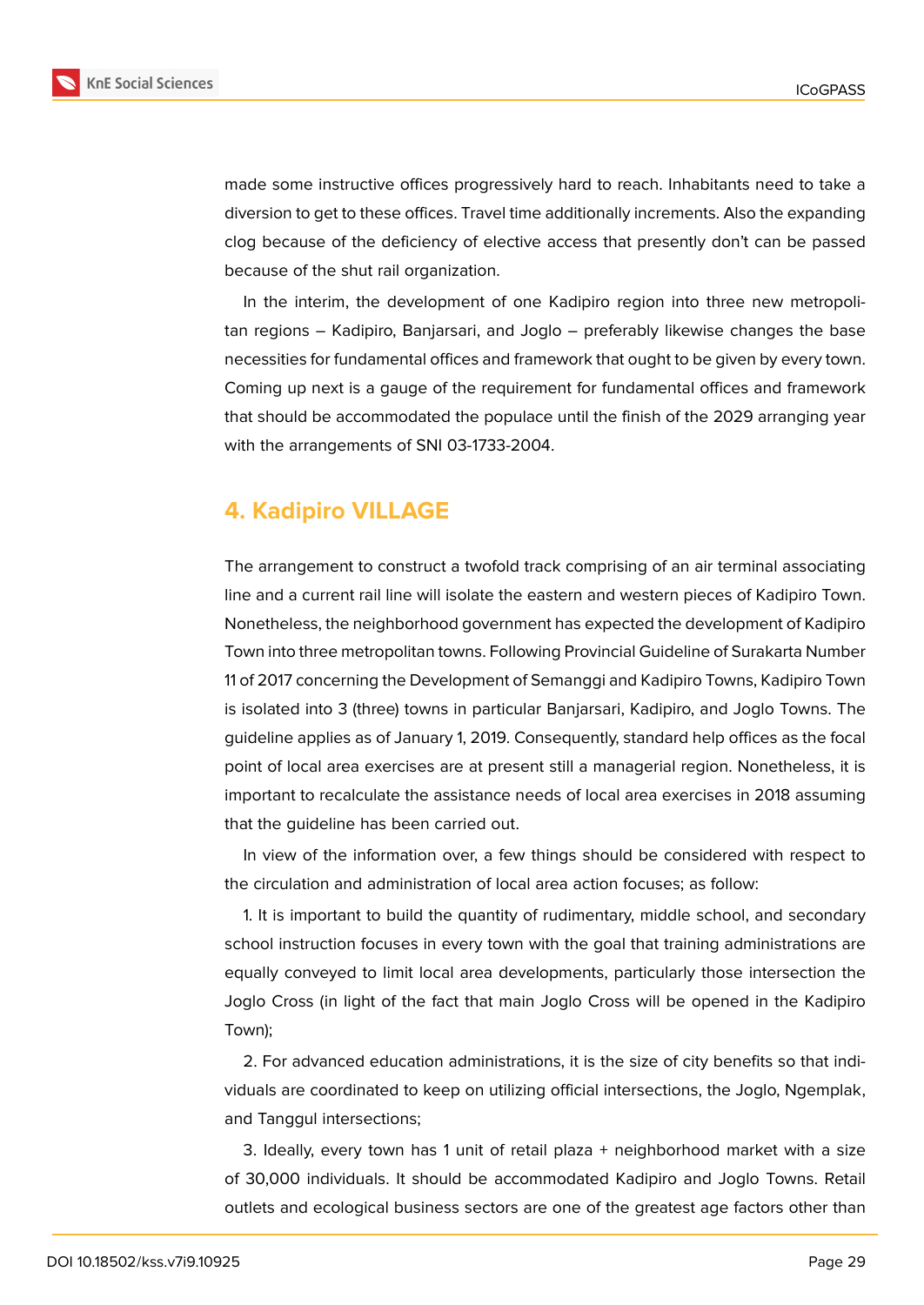made some instructive offices progressively hard to reach. Inhabitants need to take a diversion to get to these offices. Travel time additionally increments. Also the expanding clog because of the deficiency of elective access that presently don't can be passed because of the shut rail organization.

In the interim, the development of one Kadipiro region into three new metropolitan regions – Kadipiro, Banjarsari, and Joglo – preferably likewise changes the base necessities for fundamental offices and framework that ought to be given by every town. Coming up next is a gauge of the requirement for fundamental offices and framework that should be accommodated the populace until the finish of the 2029 arranging year with the arrangements of SNI 03-1733-2004.

## 4. Kadipiro VILLAGE

The arrangement to construct a twofold track comprising of an air terminal associating line and a current rail line will isolate the eastern and western pieces of Kadipiro Town. Nonetheless, the neighborhood government has expected the development of Kadipiro Town into three metropolitan towns. Following Provincial Guideline of Surakarta Number 11 of 2017 concerning the Development of Semanggi and Kadipiro Towns, Kadipiro Town is isolated into 3 (three) towns in particular Banjarsari, Kadipiro, and Joglo Towns. The guideline applies as of January 1, 2019. Consequently, standard help offices as the focal point of local area exercises are at present still a managerial region. Nonetheless, it is important to recalculate the assistance needs of local area exercises in 2018 assuming that the guideline has been carried out.

In view of the information over, a few things should be considered with respect to the circulation and administration of local area action focuses; as follow:

1. It is important to build the quantity of rudimentary, middle school, and secondary school instruction focuses in every town with the goal that training administrations are equally conveyed to limit local area developments, particularly those intersection the Joglo Cross (in light of the fact that main Joglo Cross will be opened in the Kadipiro Town);

2. For advanced education administrations, it is the size of city benefits so that individuals are coordinated to keep on utilizing official intersections, the Joglo, Ngemplak, and Tanggul intersections;

3. Ideally, every town has 1 unit of retail plaza + neighborhood market with a size of 30,000 individuals. It should be accommodated Kadipiro and Joglo Towns. Retail outlets and ecological business sectors are one of the greatest age factors other than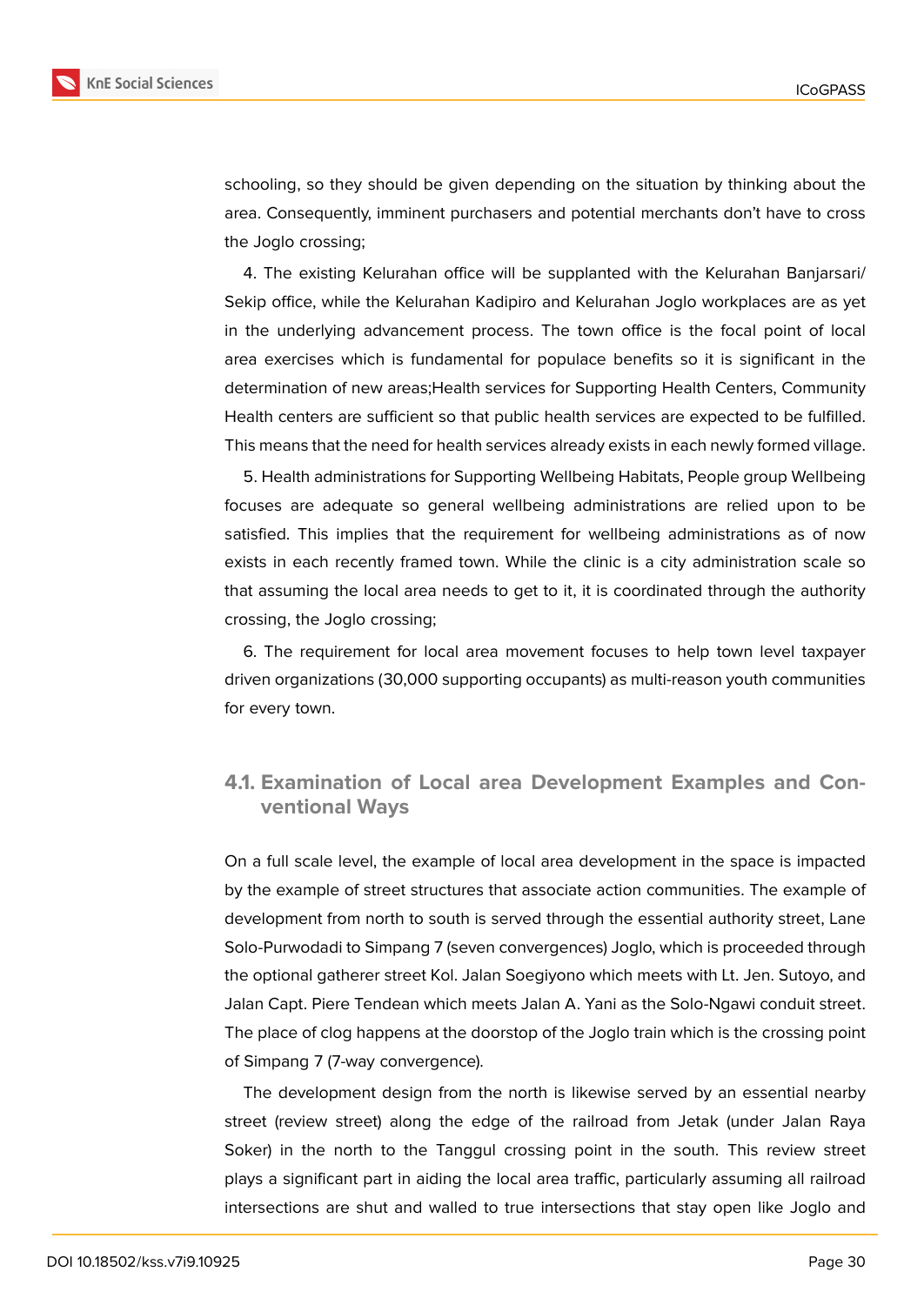schooling, so they should be given depending on the situation by thinking about the area. Consequently, imminent purchasers and potential merchants don't have to cross the Joglo crossing;

4. The existing Kelurahan office will be supplanted with the Kelurahan Banjarsari/ Sekip office, while the Kelurahan Kadipiro and Kelurahan Joglo workplaces are as yet in the underlying advancement process. The town office is the focal point of local area exercises which is fundamental for populace benefits so it is significant in the determination of new areas;Health services for Supporting Health Centers, Community Health centers are sufficient so that public health services are expected to be fulfilled. This means that the need for health services already exists in each newly formed village.

5. Health administrations for Supporting Wellbeing Habitats, People group Wellbeing focuses are adequate so general wellbeing administrations are relied upon to be satisfied. This implies that the requirement for wellbeing administrations as of now exists in each recently framed town. While the clinic is a city administration scale so that assuming the local area needs to get to it, it is coordinated through the authority crossing, the Joglo crossing;

6. The requirement for local area movement focuses to help town level taxpayer driven organizations (30,000 supporting occupants) as multi-reason youth communities for every town.

### 4.1. Examination of Local area Development Examples and Conventional Ways

On a full scale level, the example of local area development in the space is impacted by the example of street structures that associate action communities. The example of development from north to south is served through the essential authority street, Lane Solo-Purwodadi to Simpang 7 (seven convergences) Joglo, which is proceeded through the optional gatherer street Kol. Jalan Soegiyono which meets with Lt. Jen. Sutoyo, and Jalan Capt. Piere Tendean which meets Jalan A. Yani as the Solo-Ngawi conduit street. The place of clog happens at the doorstop of the Joglo train which is the crossing point of Simpang 7 (7-way convergence).

The development design from the north is likewise served by an essential nearby street (review street) along the edge of the railroad from Jetak (under Jalan Raya Soker) in the north to the Tanggul crossing point in the south. This review street plays a significant part in aiding the local area traffic, particularly assuming all railroad intersections are shut and walled to true intersections that stay open like Joglo and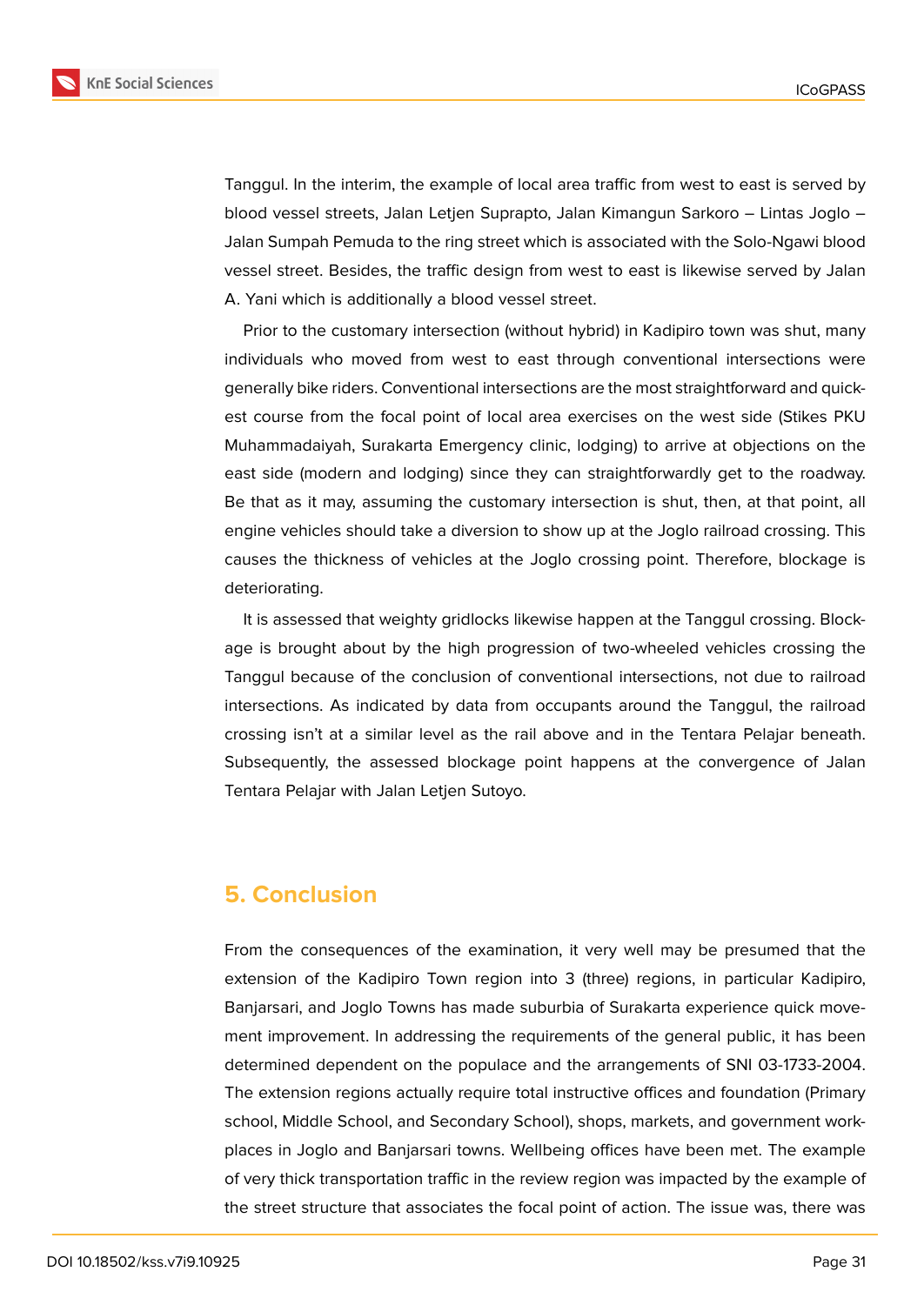Tanggul. In the interim, the example of local area traffic from west to east is served by blood vessel streets, Jalan Letjen Suprapto, Jalan Kimangun Sarkoro – Lintas Joglo – Jalan Sumpah Pemuda to the ring street which is associated with the Solo-Ngawi blood vessel street. Besides, the traffic design from west to east is likewise served by Jalan A. Yani which is additionally a blood vessel street.

Prior to the customary intersection (without hybrid) in Kadipiro town was shut, many individuals who moved from west to east through conventional intersections were generally bike riders. Conventional intersections are the most straightforward and quickest course from the focal point of local area exercises on the west side (Stikes PKU Muhammadaiyah, Surakarta Emergency clinic, lodging) to arrive at objections on the east side (modern and lodging) since they can straightforwardly get to the roadway. Be that as it may, assuming the customary intersection is shut, then, at that point, all engine vehicles should take a diversion to show up at the Joglo railroad crossing. This causes the thickness of vehicles at the Joglo crossing point. Therefore, blockage is deteriorating.

It is assessed that weighty gridlocks likewise happen at the Tanggul crossing. Blockage is brought about by the high progression of two-wheeled vehicles crossing the Tanggul because of the conclusion of conventional intersections, not due to railroad intersections. As indicated by data from occupants around the Tanggul, the railroad crossing isn't at a similar level as the rail above and in the Tentara Pelajar beneath. Subsequently, the assessed blockage point happens at the convergence of Jalan Tentara Pelajar with Jalan Letjen Sutoyo.

## 5. Conclusion

From the consequences of the examination, it very well may be presumed that the extension of the Kadipiro Town region into 3 (three) regions, in particular Kadipiro, Banjarsari, and Joglo Towns has made suburbia of Surakarta experience quick movement improvement. In addressing the requirements of the general public, it has been determined dependent on the populace and the arrangements of SNI 03-1733-2004. The extension regions actually require total instructive offices and foundation (Primary school, Middle School, and Secondary School), shops, markets, and government workplaces in Joglo and Banjarsari towns. Wellbeing offices have been met. The example of very thick transportation traffic in the review region was impacted by the example of the street structure that associates the focal point of action. The issue was, there was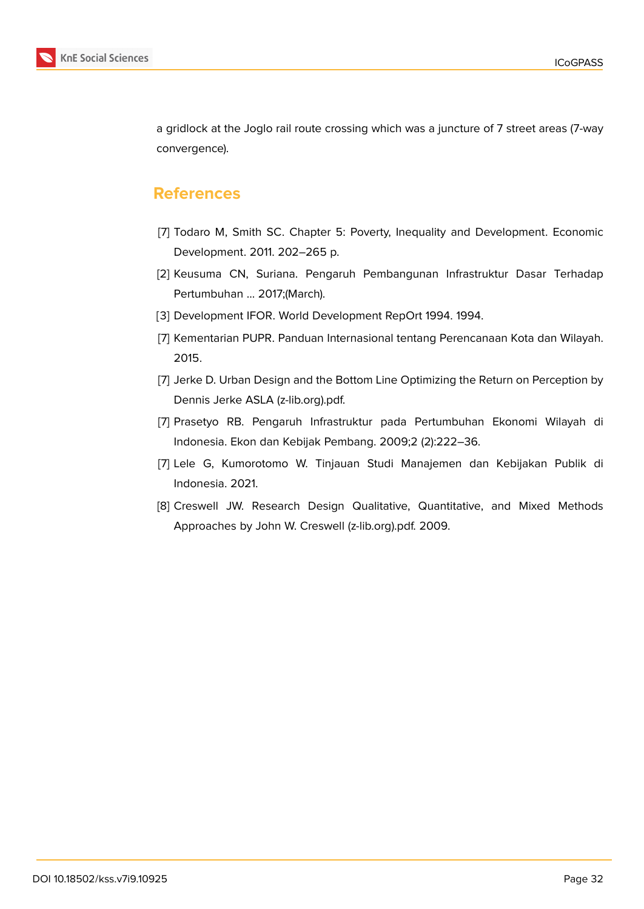a gridlock at the Joglo rail route crossing which was a juncture of 7 street areas (7-way convergence).

## References

[7] Todaro M, Smith SC. Chapter 5: Poverty, Inequality and Development. Economic Development. 2011. 202–265 p.

[2] Keusuma CN, Suriana. Pengaruh Pembangunan Infrastruktur Dasar Terhadap Pertumbuhan ... 2017;(March).

[3] Development IFOR. World Development RepOrt 1994. 1994.

[7] Kementarian PUPR. Panduan Internasional tentang Perencanaan Kota dan Wilayah. 2015.

[7] Jerke D. Urban Design and the Bottom Line Optimizing the Return on Perception by Dennis Jerke ASLA (z-lib.org).pdf.

[7] Prasetyo RB. Pengaruh Infrastruktur pada Pertumbuhan Ekonomi Wilayah di Indonesia. Ekon dan Kebijak Pembang. 2009;2 (2):222–36.

[7] Lele G, Kumorotomo W. Tinjauan Studi Manajemen dan Kebijakan Publik di Indonesia. 2021.

[8] Creswell JW. Research Design Qualitative, Quantitative, and Mixed Methods Approaches by John W. Creswell (z-lib.org).pdf. 2009.